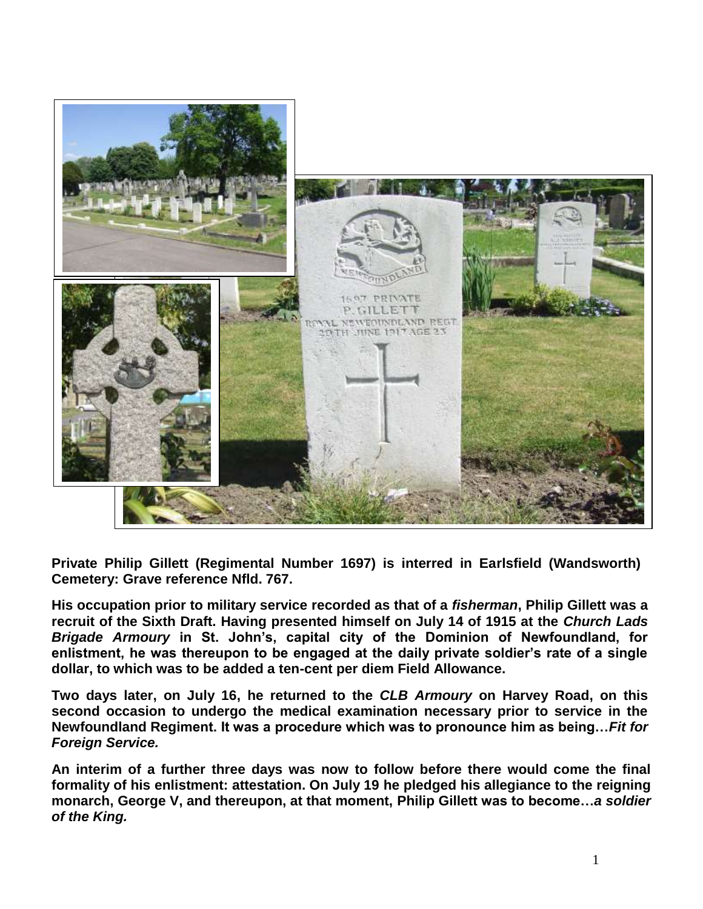**Private Philip Gillett (Regimental Number 1697) is interred in Earlsfield (Wandsworth) Cemetery: Grave reference Nfld. 767.**

**His occupation prior to military service recorded as that of a *fisherman*, Philip Gillett was a recruit of the Sixth Draft. Having presented himself on July 14 of 1915 at the *Church Lads Brigade Armoury* in St. John's, capital city of the Dominion of Newfoundland, for enlistment, he was thereupon to be engaged at the daily private soldier's rate of a single dollar, to which was to be added a ten-cent per diem Field Allowance.**

**Two days later, on July 16, he returned to the *CLB Armoury* on Harvey Road, on this second occasion to undergo the medical examination necessary prior to service in the Newfoundland Regiment. It was a procedure which was to pronounce him as being…*Fit for Foreign Service.***

**An interim of a further three days was now to follow before there would come the final formality of his enlistment: attestation. On July 19 he pledged his allegiance to the reigning monarch, George V, and thereupon, at that moment, Philip Gillett was to become…*a soldier of the King.***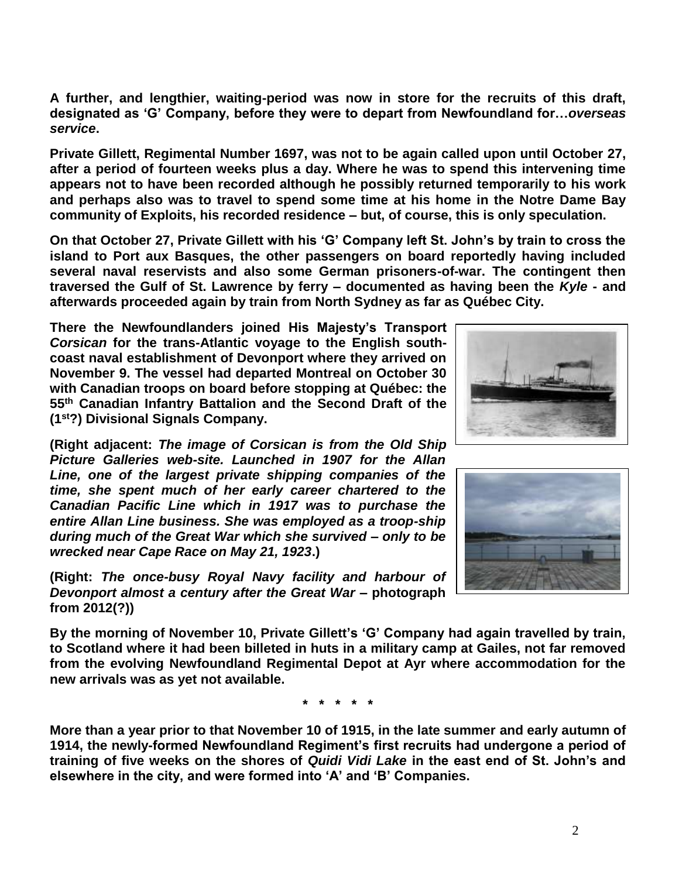**A further, and lengthier, waiting-period was now in store for the recruits of this draft, designated as 'G' Company, before they were to depart from Newfoundland for…*overseas service*.**

**Private Gillett, Regimental Number 1697, was not to be again called upon until October 27, after a period of fourteen weeks plus a day. Where he was to spend this intervening time appears not to have been recorded although he possibly returned temporarily to his work and perhaps also was to travel to spend some time at his home in the Notre Dame Bay community of Exploits, his recorded residence – but, of course, this is only speculation.**

**On that October 27, Private Gillett with his 'G' Company left St. John's by train to cross the island to Port aux Basques, the other passengers on board reportedly having included several naval reservists and also some German prisoners-of-war. The contingent then traversed the Gulf of St. Lawrence by ferry – documented as having been the *Kyle* - and afterwards proceeded again by train from North Sydney as far as Québec City.**

**There the Newfoundlanders joined His Majesty's Transport *Corsican* for the trans-Atlantic voyage to the English south-coast naval establishment of Devonport where they arrived on November 9. The vessel had departed Montreal on October 30 with Canadian troops on board before stopping at Québec: the 55th Canadian Infantry Battalion and the Second Draft of the (1st?) Divisional Signals Company.**

**(Right adjacent: *The image of Corsican is from the Old Ship Picture Galleries web-site. Launched in 1907 for the Allan Line, one of the largest private shipping companies of the time, she spent much of her early career chartered to the Canadian Pacific Line which in 1917 was to purchase the entire Allan Line business. She was employed as a troop-ship during much of the Great War which she survived – only to be wrecked near Cape Race on May 21, 1923*.)**

**(Right: *The once-busy Royal Navy facility and harbour of Devonport almost a century after the Great War* – photograph from 2012(?))**

**By the morning of November 10, Private Gillett's 'G' Company had again travelled by train, to Scotland where it had been billeted in huts in a military camp at Gailes, not far removed from the evolving Newfoundland Regimental Depot at Ayr where accommodation for the new arrivals was as yet not available.**

**\* \* \* \* \***

**More than a year prior to that November 10 of 1915, in the late summer and early autumn of 1914, the newly-formed Newfoundland Regiment's first recruits had undergone a period of training of five weeks on the shores of *Quidi Vidi Lake* in the east end of St. John's and elsewhere in the city, and were formed into 'A' and 'B' Companies.**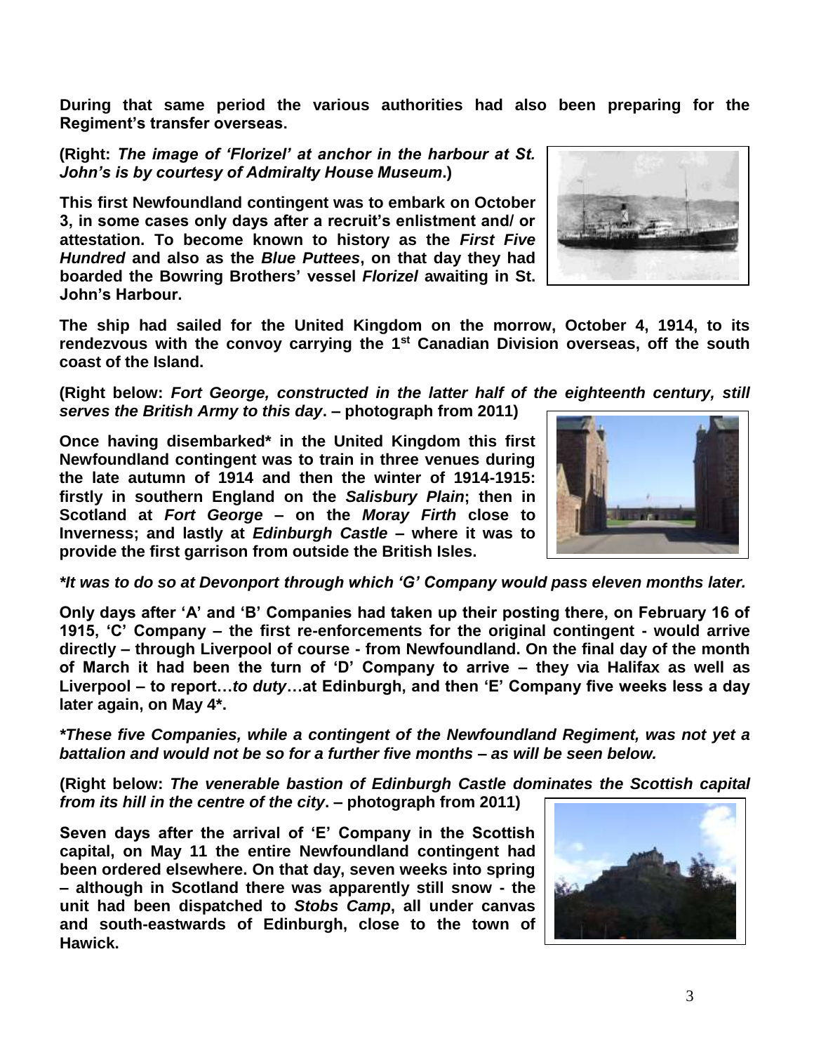**During that same period the various authorities had also been preparing for the Regiment's transfer overseas.**

**(Right: *The image of 'Florizel' at anchor in the harbour at St. John's is by courtesy of Admiralty House Museum*.)**

**This first Newfoundland contingent was to embark on October 3, in some cases only days after a recruit's enlistment and/ or attestation. To become known to history as the *First Five Hundred* and also as the *Blue Puttees*, on that day they had boarded the Bowring Brothers' vessel *Florizel* awaiting in St. John's Harbour.**

**The ship had sailed for the United Kingdom on the morrow, October 4, 1914, to its rendezvous with the convoy carrying the 1st Canadian Division overseas, off the south coast of the Island.**

**(Right below: *Fort George, constructed in the latter half of the eighteenth century, still serves the British Army to this day*. – photograph from 2011)**

**Once having disembarked* in the United Kingdom this first Newfoundland contingent was to train in three venues during the late autumn of 1914 and then the winter of 1914-1915: firstly in southern England on the *Salisbury Plain*; then in Scotland at *Fort George* – on the *Moray Firth* close to Inverness; and lastly at *Edinburgh Castle* – where it was to provide the first garrison from outside the British Isles.**

***It was to do so at Devonport through which 'G' Company would pass eleven months later.***

**Only days after 'A' and 'B' Companies had taken up their posting there, on February 16 of 1915, 'C' Company – the first re-enforcements for the original contingent - would arrive directly – through Liverpool of course - from Newfoundland. On the final day of the month of March it had been the turn of 'D' Company to arrive – they via Halifax as well as Liverpool – to report…*to duty*…at Edinburgh, and then 'E' Company five weeks less a day later again, on May 4*.**

***These five Companies, while a contingent of the Newfoundland Regiment, was not yet a battalion and would not be so for a further five months – as will be seen below.***

**(Right below: *The venerable bastion of Edinburgh Castle dominates the Scottish capital from its hill in the centre of the city*. – photograph from 2011)**

**Seven days after the arrival of 'E' Company in the Scottish capital, on May 11 the entire Newfoundland contingent had been ordered elsewhere. On that day, seven weeks into spring – although in Scotland there was apparently still snow - the unit had been dispatched to *Stobs Camp*, all under canvas and south-eastwards of Edinburgh, close to the town of Hawick.**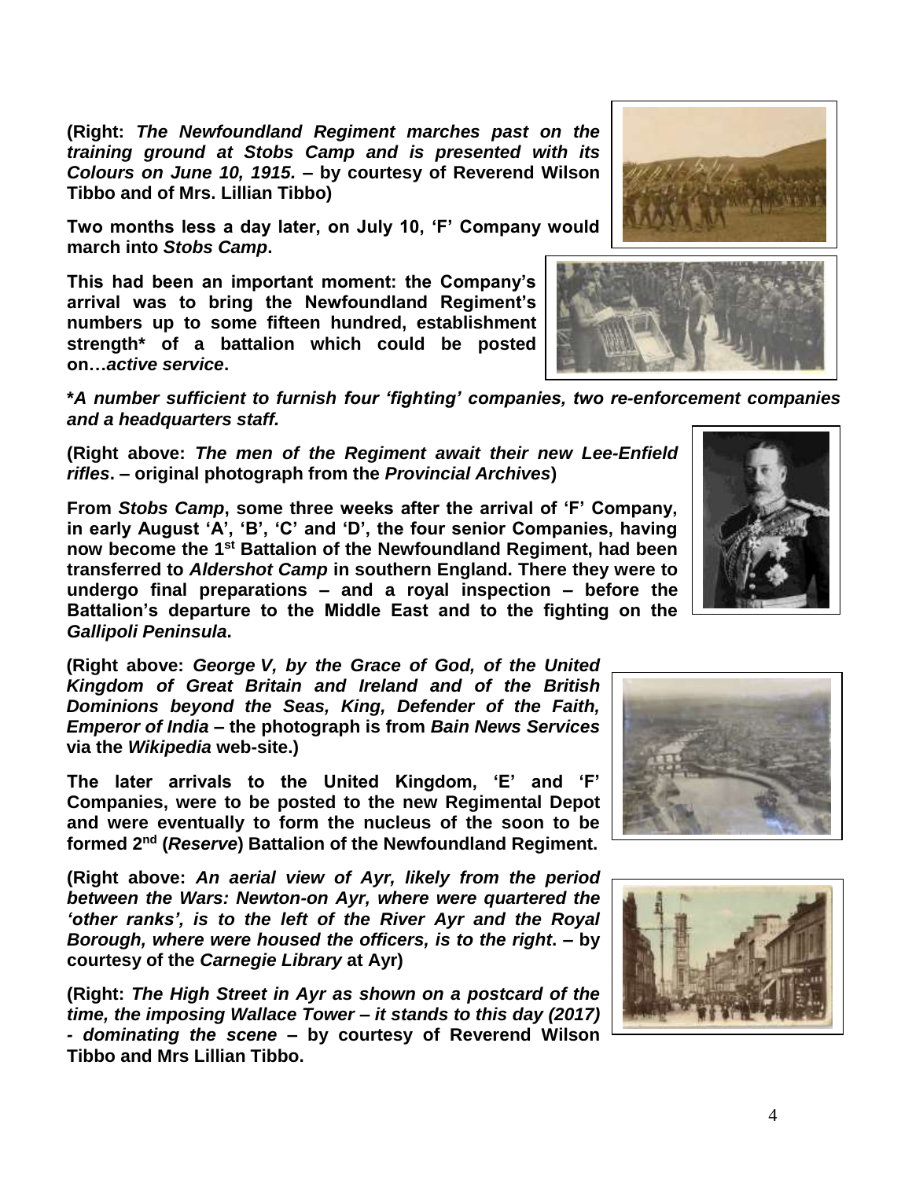**(Right: *The Newfoundland Regiment marches past on the training ground at Stobs Camp and is presented with its Colours on June 10, 1915.* – by courtesy of Reverend Wilson Tibbo and of Mrs. Lillian Tibbo)**

**Two months less a day later, on July 10, 'F' Company would march into *Stobs Camp*.**

**This had been an important moment: the Company's arrival was to bring the Newfoundland Regiment's numbers up to some fifteen hundred, establishment strength* of a battalion which could be posted on…*active service*.**

***A number sufficient to furnish four 'fighting' companies, two re-enforcement companies and a headquarters staff.***

**(Right above: *The men of the Regiment await their new Lee-Enfield rifles*. – original photograph from the *Provincial Archives*)**

**From *Stobs Camp*, some three weeks after the arrival of 'F' Company, in early August 'A', 'B', 'C' and 'D', the four senior Companies, having now become the 1st Battalion of the Newfoundland Regiment, had been transferred to *Aldershot Camp* in southern England. There they were to undergo final preparations – and a royal inspection – before the Battalion's departure to the Middle East and to the fighting on the *Gallipoli Peninsula*.**

**(Right above: *George V, by the Grace of God, of the United Kingdom of Great Britain and Ireland and of the British Dominions beyond the Seas, King, Defender of the Faith, Emperor of India* – the photograph is from *Bain News Services* via the *Wikipedia* web-site.)**

**The later arrivals to the United Kingdom, 'E' and 'F' Companies, were to be posted to the new Regimental Depot and were eventually to form the nucleus of the soon to be formed 2nd (*Reserve*) Battalion of the Newfoundland Regiment.**

**(Right above: *An aerial view of Ayr, likely from the period between the Wars: Newton-on Ayr, where were quartered the 'other ranks', is to the left of the River Ayr and the Royal Borough, where were housed the officers, is to the right*. – by courtesy of the *Carnegie Library* at Ayr)**

**(Right: *The High Street in Ayr as shown on a postcard of the time, the imposing Wallace Tower – it stands to this day (2017) - dominating the scene* – by courtesy of Reverend Wilson Tibbo and Mrs Lillian Tibbo.**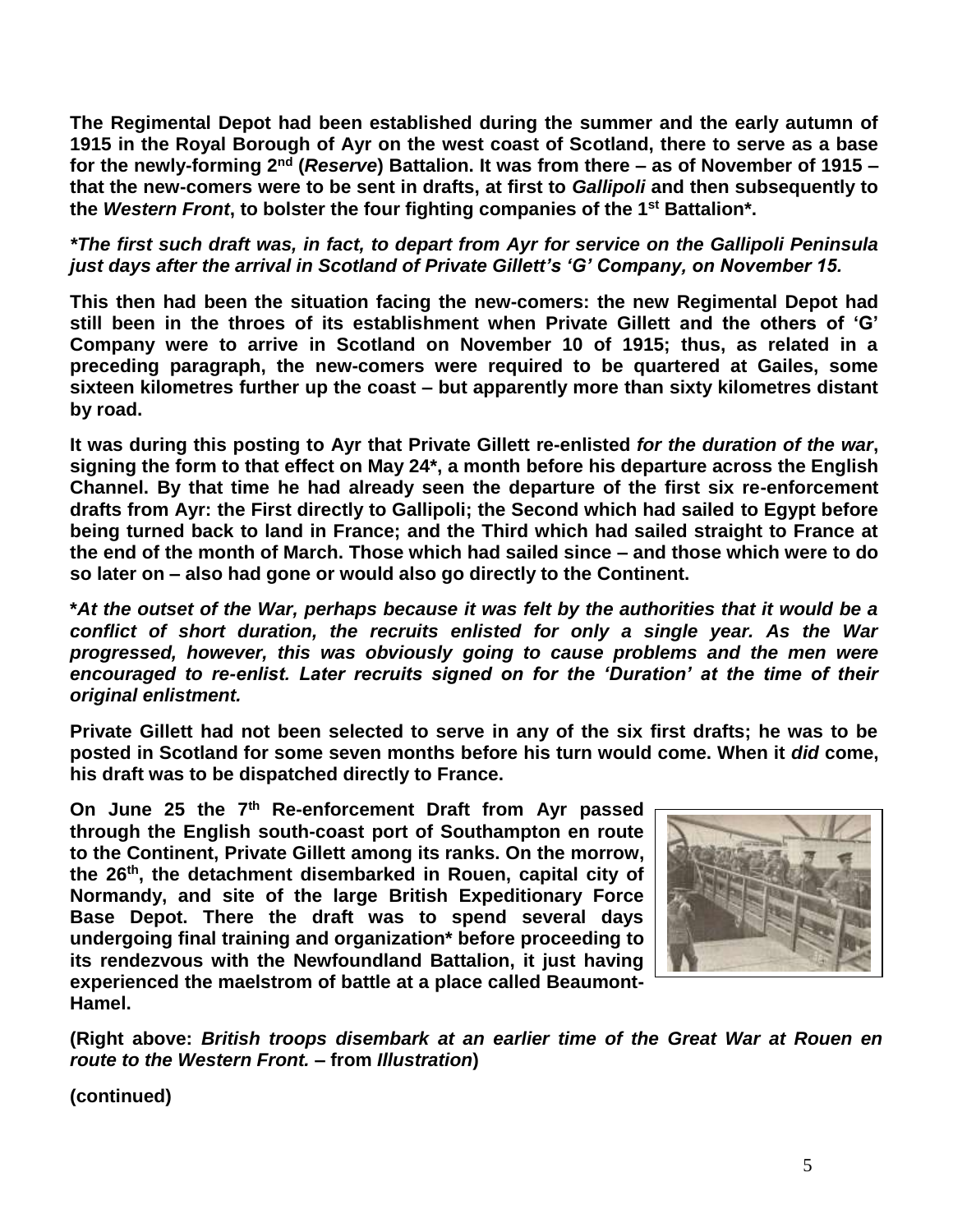**The Regimental Depot had been established during the summer and the early autumn of 1915 in the Royal Borough of Ayr on the west coast of Scotland, there to serve as a base for the newly-forming 2nd (*Reserve*) Battalion. It was from there – as of November of 1915 – that the new-comers were to be sent in drafts, at first to *Gallipoli* and then subsequently to the *Western Front*, to bolster the four fighting companies of the 1st Battalion*.**

***The first such draft was, in fact, to depart from Ayr for service on the Gallipoli Peninsula just days after the arrival in Scotland of Private Gillett's 'G' Company, on November 15.***

**This then had been the situation facing the new-comers: the new Regimental Depot had still been in the throes of its establishment when Private Gillett and the others of 'G' Company were to arrive in Scotland on November 10 of 1915; thus, as related in a preceding paragraph, the new-comers were required to be quartered at Gailes, some sixteen kilometres further up the coast – but apparently more than sixty kilometres distant by road.**

**It was during this posting to Ayr that Private Gillett re-enlisted *for the duration of the war*, signing the form to that effect on May 24*, a month before his departure across the English Channel. By that time he had already seen the departure of the first six re-enforcement drafts from Ayr: the First directly to Gallipoli; the Second which had sailed to Egypt before being turned back to land in France; and the Third which had sailed straight to France at the end of the month of March. Those which had sailed since – and those which were to do so later on – also had gone or would also go directly to the Continent.**

***At the outset of the War, perhaps because it was felt by the authorities that it would be a conflict of short duration, the recruits enlisted for only a single year. As the War progressed, however, this was obviously going to cause problems and the men were encouraged to re-enlist. Later recruits signed on for the 'Duration' at the time of their original enlistment.***

**Private Gillett had not been selected to serve in any of the six first drafts; he was to be posted in Scotland for some seven months before his turn would come. When it *did* come, his draft was to be dispatched directly to France.**

**On June 25 the 7th Re-enforcement Draft from Ayr passed through the English south-coast port of Southampton en route to the Continent, Private Gillett among its ranks. On the morrow, the 26th, the detachment disembarked in Rouen, capital city of Normandy, and site of the large British Expeditionary Force Base Depot. There the draft was to spend several days undergoing final training and organization* before proceeding to its rendezvous with the Newfoundland Battalion, it just having experienced the maelstrom of battle at a place called Beaumont-Hamel.**

**(Right above: *British troops disembark at an earlier time of the Great War at Rouen en route to the Western Front.* – from *Illustration*)**

**(continued)**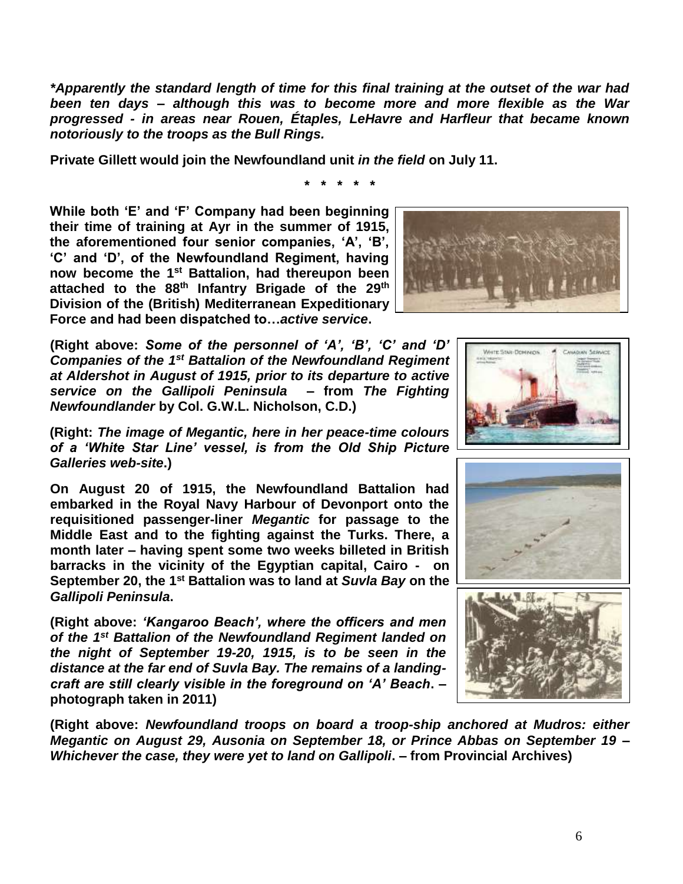***Apparently the standard length of time for this final training at the outset of the war had been ten days – although this was to become more and more flexible as the War progressed - in areas near Rouen, Étaples, LeHavre and Harfleur that became known notoriously to the troops as the Bull Rings.***

**Private Gillett would join the Newfoundland unit *in the field* on July 11.**

**\* \* \* \* \***

**While both 'E' and 'F' Company had been beginning their time of training at Ayr in the summer of 1915, the aforementioned four senior companies, 'A', 'B', 'C' and 'D', of the Newfoundland Regiment, having now become the 1st Battalion, had thereupon been attached to the 88th Infantry Brigade of the 29th Division of the (British) Mediterranean Expeditionary Force and had been dispatched to…*active service*.**

**(Right above: *Some of the personnel of 'A', 'B', 'C' and 'D' Companies of the 1st Battalion of the Newfoundland Regiment at Aldershot in August of 1915, prior to its departure to active service on the Gallipoli Peninsula* – from *The Fighting Newfoundlander* by Col. G.W.L. Nicholson, C.D.)**

**(Right: *The image of Megantic, here in her peace-time colours of a 'White Star Line' vessel, is from the Old Ship Picture Galleries web-site*.)**

**On August 20 of 1915, the Newfoundland Battalion had embarked in the Royal Navy Harbour of Devonport onto the requisitioned passenger-liner *Megantic* for passage to the Middle East and to the fighting against the Turks. There, a month later – having spent some two weeks billeted in British barracks in the vicinity of the Egyptian capital, Cairo - on September 20, the 1st Battalion was to land at *Suvla Bay* on the *Gallipoli Peninsula*.**

**(Right above: *'Kangaroo Beach', where the officers and men of the 1st Battalion of the Newfoundland Regiment landed on the night of September 19-20, 1915, is to be seen in the distance at the far end of Suvla Bay. The remains of a landing-craft are still clearly visible in the foreground on 'A' Beach*. – photograph taken in 2011)**

**(Right above: *Newfoundland troops on board a troop-ship anchored at Mudros: either Megantic on August 29, Ausonia on September 18, or Prince Abbas on September 19 – Whichever the case, they were yet to land on Gallipoli*. – from Provincial Archives)**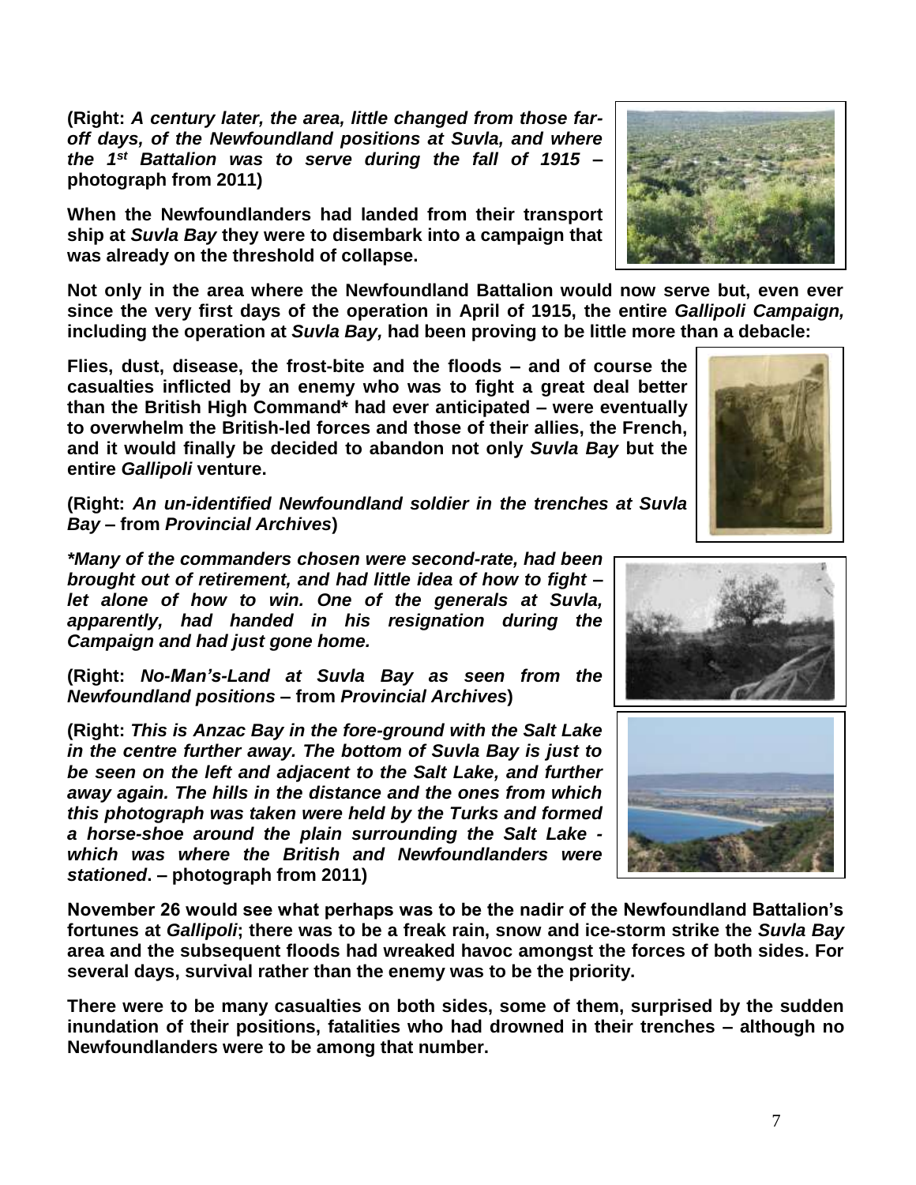**(Right:** ***A century later, the area, little changed from those far-off days, of the Newfoundland positions at Suvla, and where the 1st Battalion was to serve during the fall of 1915*** **– photograph from 2011)**

**When the Newfoundlanders had landed from their transport ship at *Suvla Bay* they were to disembark into a campaign that was already on the threshold of collapse.**

**Not only in the area where the Newfoundland Battalion would now serve but, even ever since the very first days of the operation in April of 1915, the entire *Gallipoli Campaign,* including the operation at *Suvla Bay,* had been proving to be little more than a debacle:**

**Flies, dust, disease, the frost-bite and the floods – and of course the casualties inflicted by an enemy who was to fight a great deal better than the British High Command\* had ever anticipated – were eventually to overwhelm the British-led forces and those of their allies, the French, and it would finally be decided to abandon not only *Suvla Bay* but the entire *Gallipoli* venture.**

**(Right:** ***An un-identified Newfoundland soldier in the trenches at Suvla Bay*** **– from *Provincial Archives*)**

***\*Many of the commanders chosen were second-rate, had been brought out of retirement, and had little idea of how to fight – let alone of how to win. One of the generals at Suvla, apparently, had handed in his resignation during the Campaign and had just gone home.***

**(Right:** ***No-Man's-Land at Suvla Bay as seen from the Newfoundland positions*** **– from *Provincial Archives*)**

**(Right:** ***This is Anzac Bay in the fore-ground with the Salt Lake in the centre further away. The bottom of Suvla Bay is just to be seen on the left and adjacent to the Salt Lake, and further away again. The hills in the distance and the ones from which this photograph was taken were held by the Turks and formed a horse-shoe around the plain surrounding the Salt Lake - which was where the British and Newfoundlanders were stationed*****. – photograph from 2011)**

**November 26 would see what perhaps was to be the nadir of the Newfoundland Battalion's fortunes at *Gallipoli*; there was to be a freak rain, snow and ice-storm strike the *Suvla Bay* area and the subsequent floods had wreaked havoc amongst the forces of both sides. For several days, survival rather than the enemy was to be the priority.**

**There were to be many casualties on both sides, some of them, surprised by the sudden inundation of their positions, fatalities who had drowned in their trenches – although no Newfoundlanders were to be among that number.**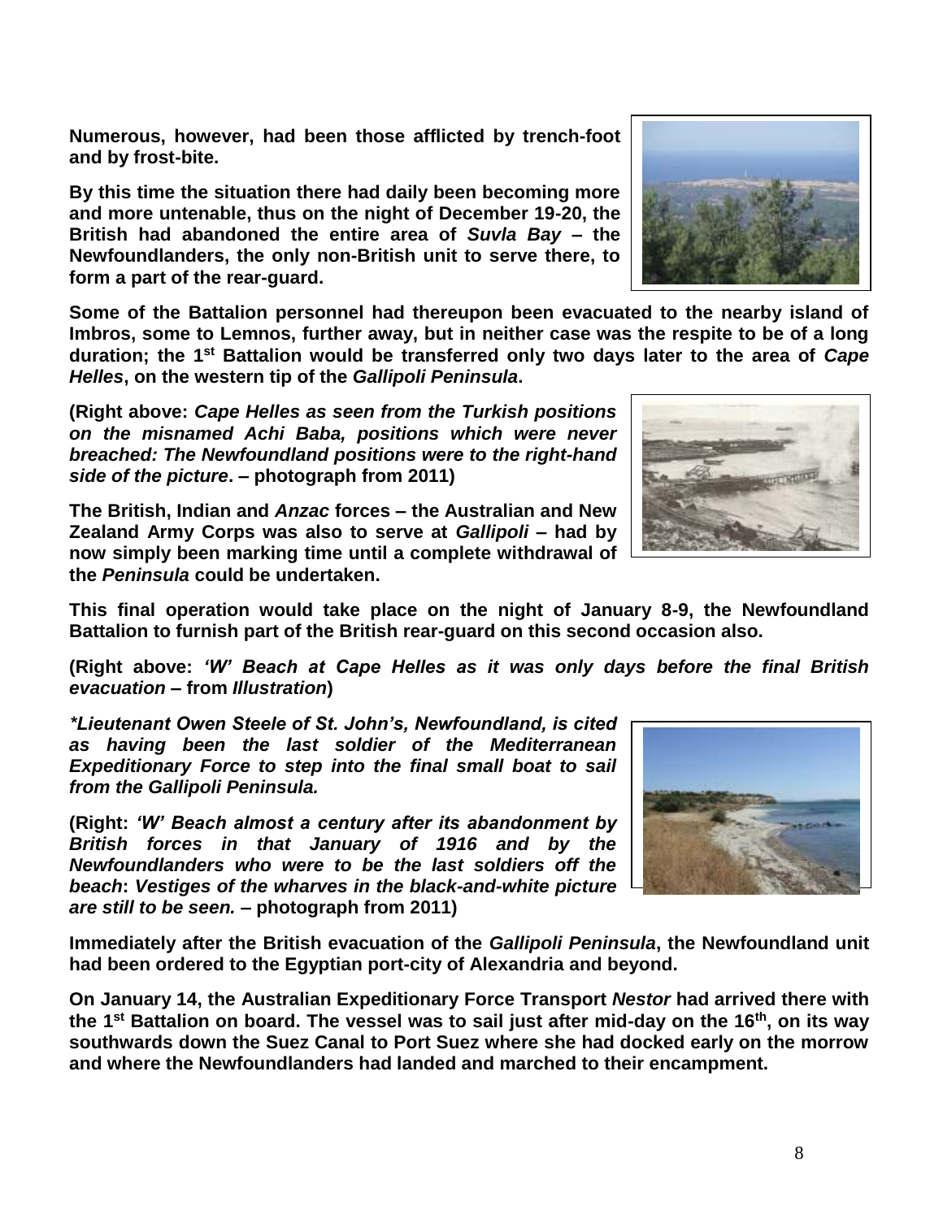**Numerous, however, had been those afflicted by trench-foot and by frost-bite.**

**By this time the situation there had daily been becoming more and more untenable, thus on the night of December 19-20, the British had abandoned the entire area of *Suvla Bay* – the Newfoundlanders, the only non-British unit to serve there, to form a part of the rear-guard.**

**Some of the Battalion personnel had thereupon been evacuated to the nearby island of Imbros, some to Lemnos, further away, but in neither case was the respite to be of a long duration; the 1st Battalion would be transferred only two days later to the area of *Cape Helles*, on the western tip of the *Gallipoli Peninsula*.**

**(Right above: *Cape Helles as seen from the Turkish positions on the misnamed Achi Baba, positions which were never breached: The Newfoundland positions were to the right-hand side of the picture*. – photograph from 2011)**

**The British, Indian and *Anzac* forces – the Australian and New Zealand Army Corps was also to serve at *Gallipoli* – had by now simply been marking time until a complete withdrawal of the *Peninsula* could be undertaken.**

**This final operation would take place on the night of January 8-9, the Newfoundland Battalion to furnish part of the British rear-guard on this second occasion also.**

**(Right above: *'W' Beach at Cape Helles as it was only days before the final British evacuation* – from *Illustration*)**

***\*Lieutenant Owen Steele of St. John's, Newfoundland, is cited as having been the last soldier of the Mediterranean Expeditionary Force to step into the final small boat to sail from the Gallipoli Peninsula.***

**(Right: *'W' Beach almost a century after its abandonment by British forces in that January of 1916 and by the Newfoundlanders who were to be the last soldiers off the beach*: *Vestiges of the wharves in the black-and-white picture are still to be seen.* – photograph from 2011)**

**Immediately after the British evacuation of the *Gallipoli Peninsula*, the Newfoundland unit had been ordered to the Egyptian port-city of Alexandria and beyond.**

**On January 14, the Australian Expeditionary Force Transport *Nestor* had arrived there with the 1st Battalion on board. The vessel was to sail just after mid-day on the 16th, on its way southwards down the Suez Canal to Port Suez where she had docked early on the morrow and where the Newfoundlanders had landed and marched to their encampment.**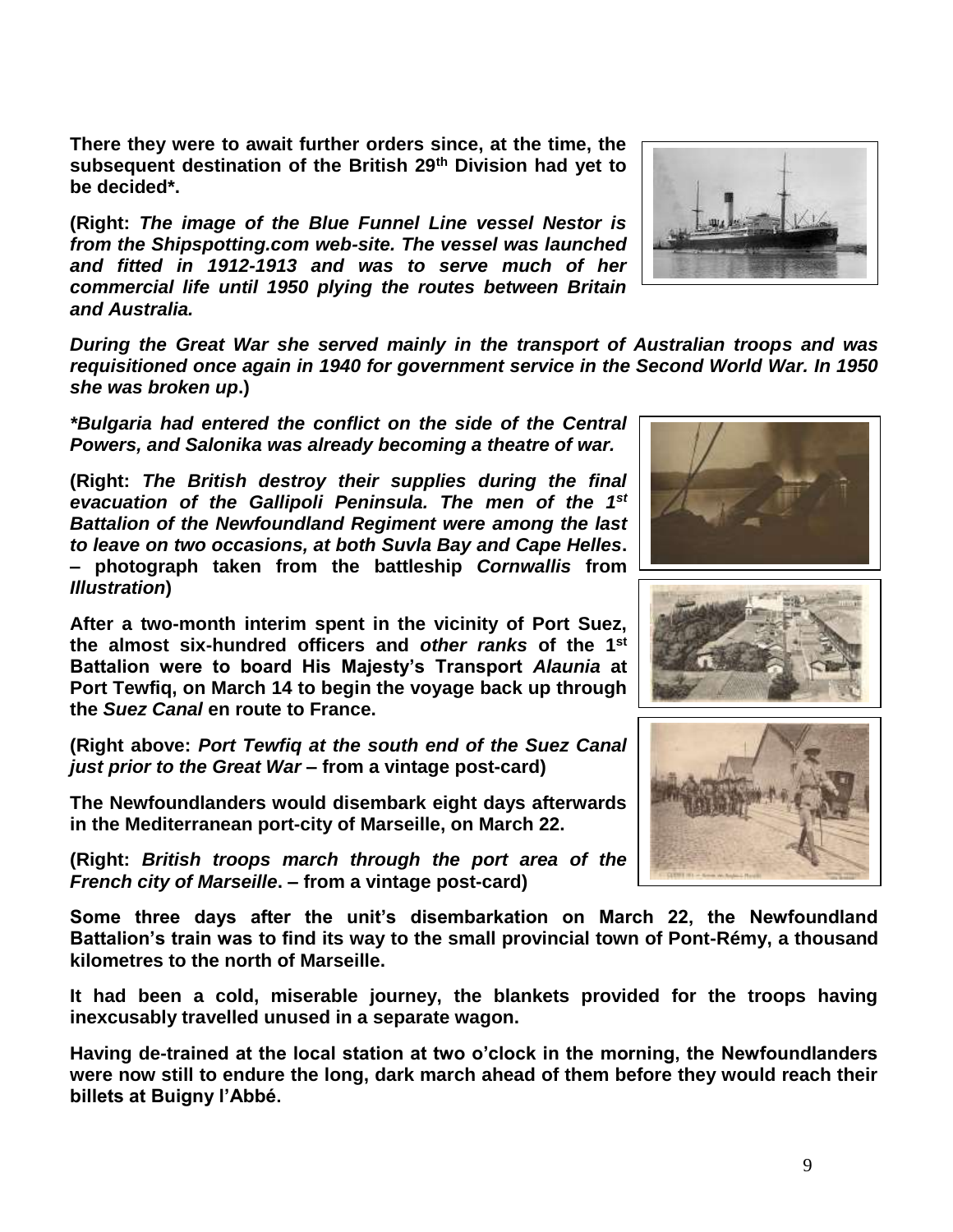**There they were to await further orders since, at the time, the subsequent destination of the British 29th Division had yet to be decided*.**

**(Right: *The image of the Blue Funnel Line vessel Nestor is from the Shipspotting.com web-site. The vessel was launched and fitted in 1912-1913 and was to serve much of her commercial life until 1950 plying the routes between Britain and Australia.***

***During the Great War she served mainly in the transport of Australian troops and was requisitioned once again in 1940 for government service in the Second World War. In 1950 she was broken up*.)**

***\*Bulgaria had entered the conflict on the side of the Central Powers, and Salonika was already becoming a theatre of war.***

**(Right: *The British destroy their supplies during the final evacuation of the Gallipoli Peninsula. The men of the 1st Battalion of the Newfoundland Regiment were among the last to leave on two occasions, at both Suvla Bay and Cape Helles*. – photograph taken from the battleship *Cornwallis* from *Illustration*)**

**After a two-month interim spent in the vicinity of Port Suez, the almost six-hundred officers and *other ranks* of the 1st Battalion were to board His Majesty's Transport *Alaunia* at Port Tewfiq, on March 14 to begin the voyage back up through the *Suez Canal* en route to France.**

**(Right above: *Port Tewfiq at the south end of the Suez Canal just prior to the Great War* – from a vintage post-card)**

**The Newfoundlanders would disembark eight days afterwards in the Mediterranean port-city of Marseille, on March 22.**

**(Right: *British troops march through the port area of the French city of Marseille*. – from a vintage post-card)**

**Some three days after the unit's disembarkation on March 22, the Newfoundland Battalion's train was to find its way to the small provincial town of Pont-Rémy, a thousand kilometres to the north of Marseille.**

**It had been a cold, miserable journey, the blankets provided for the troops having inexcusably travelled unused in a separate wagon.**

**Having de-trained at the local station at two o'clock in the morning, the Newfoundlanders were now still to endure the long, dark march ahead of them before they would reach their billets at Buigny l'Abbé.**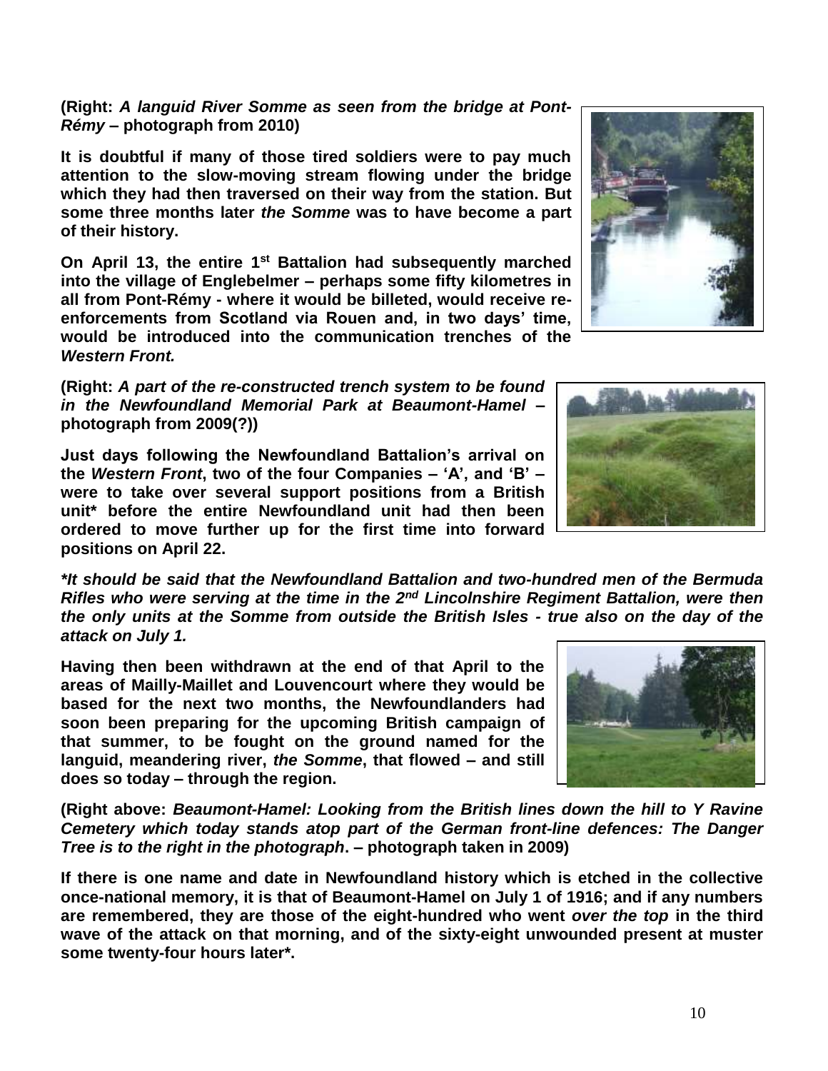**(Right: *A languid River Somme as seen from the bridge at Pont-Rémy* – photograph from 2010)**

**It is doubtful if many of those tired soldiers were to pay much attention to the slow-moving stream flowing under the bridge which they had then traversed on their way from the station. But some three months later *the Somme* was to have become a part of their history.**

**On April 13, the entire 1st Battalion had subsequently marched into the village of Englebelmer – perhaps some fifty kilometres in all from Pont-Rémy - where it would be billeted, would receive re-enforcements from Scotland via Rouen and, in two days' time, would be introduced into the communication trenches of the *Western Front.***

**(Right: *A part of the re-constructed trench system to be found in the Newfoundland Memorial Park at Beaumont-Hamel* – photograph from 2009(?))**

**Just days following the Newfoundland Battalion's arrival on the *Western Front*, two of the four Companies – 'A', and 'B' – were to take over several support positions from a British unit* before the entire Newfoundland unit had then been ordered to move further up for the first time into forward positions on April 22.**

***\*It should be said that the Newfoundland Battalion and two-hundred men of the Bermuda Rifles who were serving at the time in the 2nd Lincolnshire Regiment Battalion, were then the only units at the Somme from outside the British Isles - true also on the day of the attack on July 1.***

**Having then been withdrawn at the end of that April to the areas of Mailly-Maillet and Louvencourt where they would be based for the next two months, the Newfoundlanders had soon been preparing for the upcoming British campaign of that summer, to be fought on the ground named for the languid, meandering river, *the Somme*, that flowed – and still does so today – through the region.**

**(Right above: *Beaumont-Hamel: Looking from the British lines down the hill to Y Ravine Cemetery which today stands atop part of the German front-line defences: The Danger Tree is to the right in the photograph*. – photograph taken in 2009)**

**If there is one name and date in Newfoundland history which is etched in the collective once-national memory, it is that of Beaumont-Hamel on July 1 of 1916; and if any numbers are remembered, they are those of the eight-hundred who went *over the top* in the third wave of the attack on that morning, and of the sixty-eight unwounded present at muster some twenty-four hours later*.**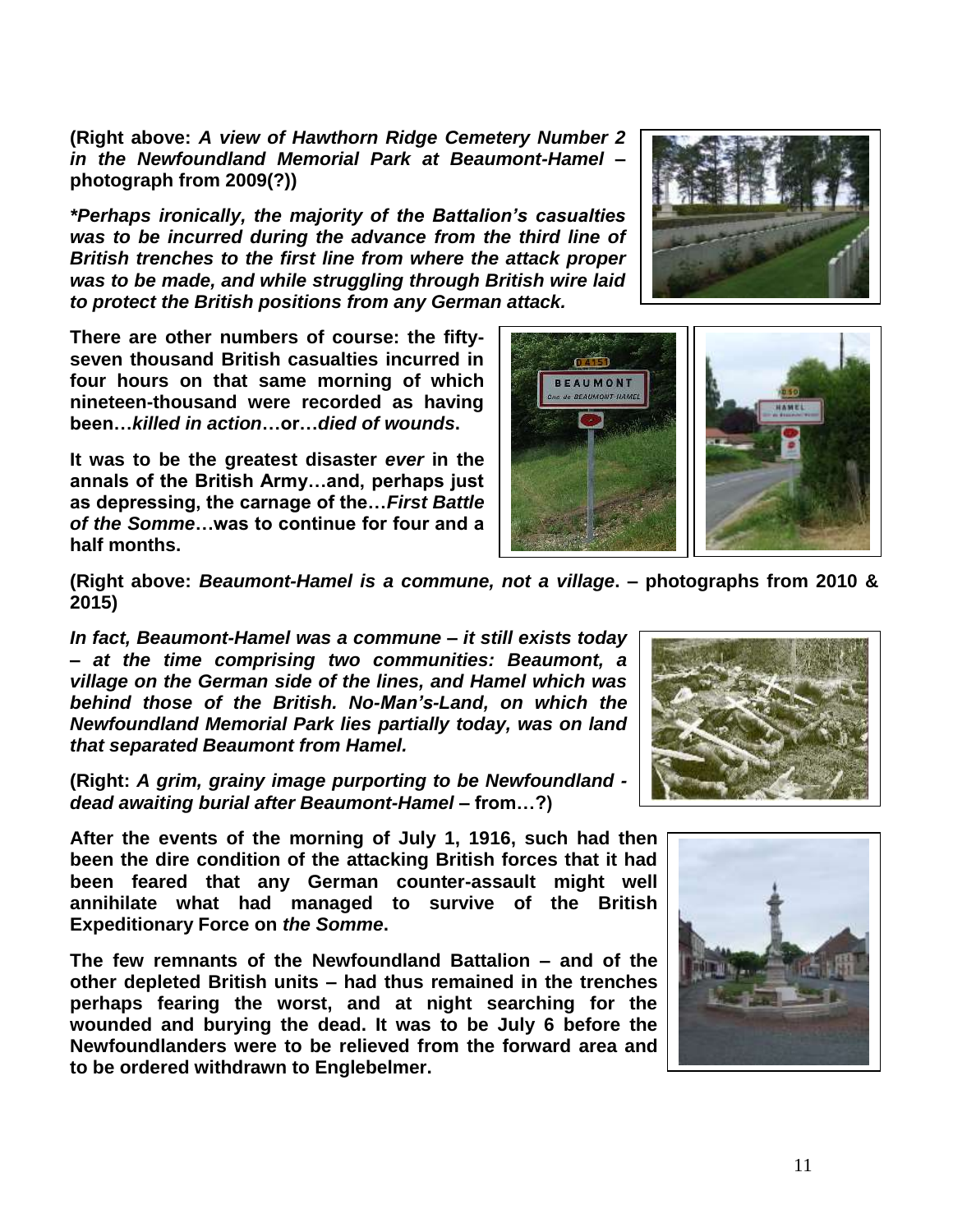**(Right above: *A view of Hawthorn Ridge Cemetery Number 2 in the Newfoundland Memorial Park at Beaumont-Hamel* – photograph from 2009(?))**

***\*Perhaps ironically, the majority of the Battalion's casualties was to be incurred during the advance from the third line of British trenches to the first line from where the attack proper was to be made, and while struggling through British wire laid to protect the British positions from any German attack.***

**There are other numbers of course: the fifty-seven thousand British casualties incurred in four hours on that same morning of which nineteen-thousand were recorded as having been…*killed in action*…or…*died of wounds*.**

**It was to be the greatest disaster *ever* in the annals of the British Army…and, perhaps just as depressing, the carnage of the…*First Battle of the Somme*…was to continue for four and a half months.**

**(Right above: *Beaumont-Hamel is a commune, not a village*. – photographs from 2010 & 2015)**

***In fact, Beaumont-Hamel was a commune – it still exists today – at the time comprising two communities: Beaumont, a village on the German side of the lines, and Hamel which was behind those of the British. No-Man's-Land, on which the Newfoundland Memorial Park lies partially today, was on land that separated Beaumont from Hamel.***

**(Right: *A grim, grainy image purporting to be Newfoundland - dead awaiting burial after Beaumont-Hamel* – from…?)**

**After the events of the morning of July 1, 1916, such had then been the dire condition of the attacking British forces that it had been feared that any German counter-assault might well annihilate what had managed to survive of the British Expeditionary Force on *the Somme*.**

**The few remnants of the Newfoundland Battalion – and of the other depleted British units – had thus remained in the trenches perhaps fearing the worst, and at night searching for the wounded and burying the dead. It was to be July 6 before the Newfoundlanders were to be relieved from the forward area and to be ordered withdrawn to Englebelmer.**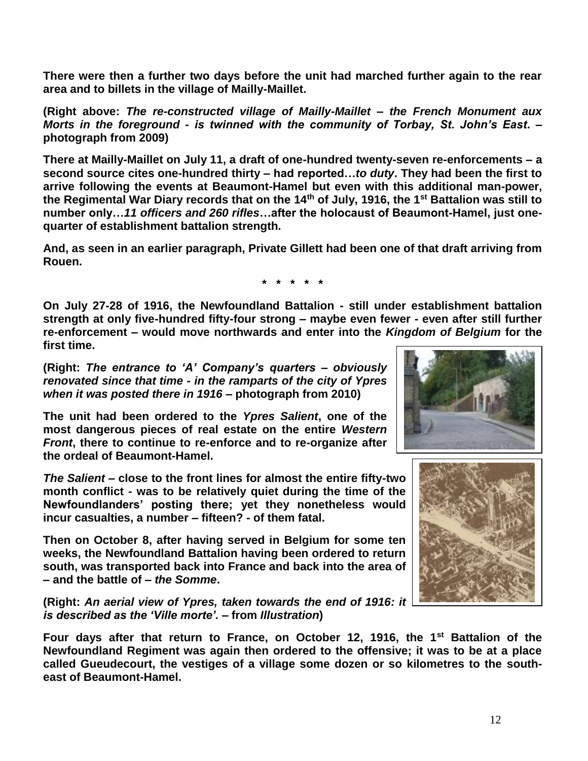**There were then a further two days before the unit had marched further again to the rear area and to billets in the village of Mailly-Maillet.**

**(Right above: *The re-constructed village of Mailly-Maillet – the French Monument aux Morts in the foreground - is twinned with the community of Torbay, St. John's East*. – photograph from 2009)**

**There at Mailly-Maillet on July 11, a draft of one-hundred twenty-seven re-enforcements – a second source cites one-hundred thirty – had reported…*to duty*. They had been the first to arrive following the events at Beaumont-Hamel but even with this additional man-power, the Regimental War Diary records that on the 14th of July, 1916, the 1st Battalion was still to number only…*11 officers and 260 rifles*…after the holocaust of Beaumont-Hamel, just one-quarter of establishment battalion strength.**

**And, as seen in an earlier paragraph, Private Gillett had been one of that draft arriving from Rouen.**

**\* \* \* \* \***

**On July 27-28 of 1916, the Newfoundland Battalion - still under establishment battalion strength at only five-hundred fifty-four strong – maybe even fewer - even after still further re-enforcement – would move northwards and enter into the *Kingdom of Belgium* for the first time.**

**(Right: *The entrance to 'A' Company's quarters – obviously renovated since that time - in the ramparts of the city of Ypres when it was posted there in 1916* – photograph from 2010)**

**The unit had been ordered to the *Ypres Salient*, one of the most dangerous pieces of real estate on the entire *Western Front*, there to continue to re-enforce and to re-organize after the ordeal of Beaumont-Hamel.**

***The Salient* – close to the front lines for almost the entire fifty-two month conflict - was to be relatively quiet during the time of the Newfoundlanders' posting there; yet they nonetheless would incur casualties, a number – fifteen? - of them fatal.**

**Then on October 8, after having served in Belgium for some ten weeks, the Newfoundland Battalion having been ordered to return south, was transported back into France and back into the area of – and the battle of – *the Somme*.**

**(Right: *An aerial view of Ypres, taken towards the end of 1916: it is described as the 'Ville morte'.* – from *Illustration*)**

**Four days after that return to France, on October 12, 1916, the 1st Battalion of the Newfoundland Regiment was again then ordered to the offensive; it was to be at a place called Gueudecourt, the vestiges of a village some dozen or so kilometres to the south-east of Beaumont-Hamel.**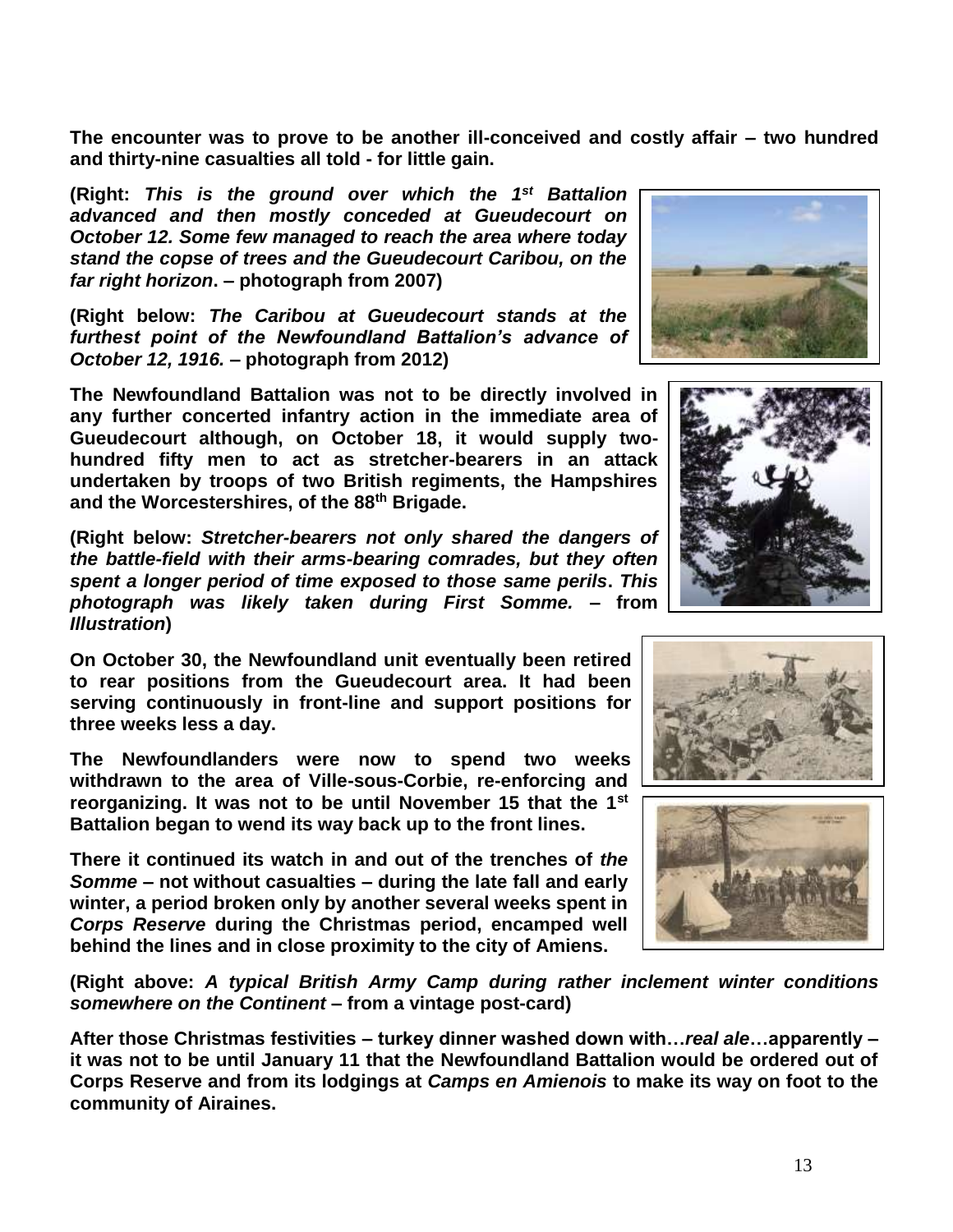**The encounter was to prove to be another ill-conceived and costly affair – two hundred and thirty-nine casualties all told - for little gain.**

**(Right: *This is the ground over which the 1st Battalion advanced and then mostly conceded at Gueudecourt on October 12. Some few managed to reach the area where today stand the copse of trees and the Gueudecourt Caribou, on the far right horizon*. – photograph from 2007)**

**(Right below: *The Caribou at Gueudecourt stands at the furthest point of the Newfoundland Battalion's advance of October 12, 1916.* – photograph from 2012)**

**The Newfoundland Battalion was not to be directly involved in any further concerted infantry action in the immediate area of Gueudecourt although, on October 18, it would supply two-hundred fifty men to act as stretcher-bearers in an attack undertaken by troops of two British regiments, the Hampshires and the Worcestershires, of the 88th Brigade.**

**(Right below: *Stretcher-bearers not only shared the dangers of the battle-field with their arms-bearing comrades, but they often spent a longer period of time exposed to those same perils*. *This photograph was likely taken during First Somme.* – from *Illustration*)**

**On October 30, the Newfoundland unit eventually been retired to rear positions from the Gueudecourt area. It had been serving continuously in front-line and support positions for three weeks less a day.**

**The Newfoundlanders were now to spend two weeks withdrawn to the area of Ville-sous-Corbie, re-enforcing and reorganizing. It was not to be until November 15 that the 1st Battalion began to wend its way back up to the front lines.**

**There it continued its watch in and out of the trenches of *the Somme* – not without casualties – during the late fall and early winter, a period broken only by another several weeks spent in *Corps Reserve* during the Christmas period, encamped well behind the lines and in close proximity to the city of Amiens.**

**(Right above: *A typical British Army Camp during rather inclement winter conditions somewhere on the Continent* – from a vintage post-card)**

**After those Christmas festivities – turkey dinner washed down with…*real ale*…apparently – it was not to be until January 11 that the Newfoundland Battalion would be ordered out of Corps Reserve and from its lodgings at *Camps en Amienois* to make its way on foot to the community of Airaines.**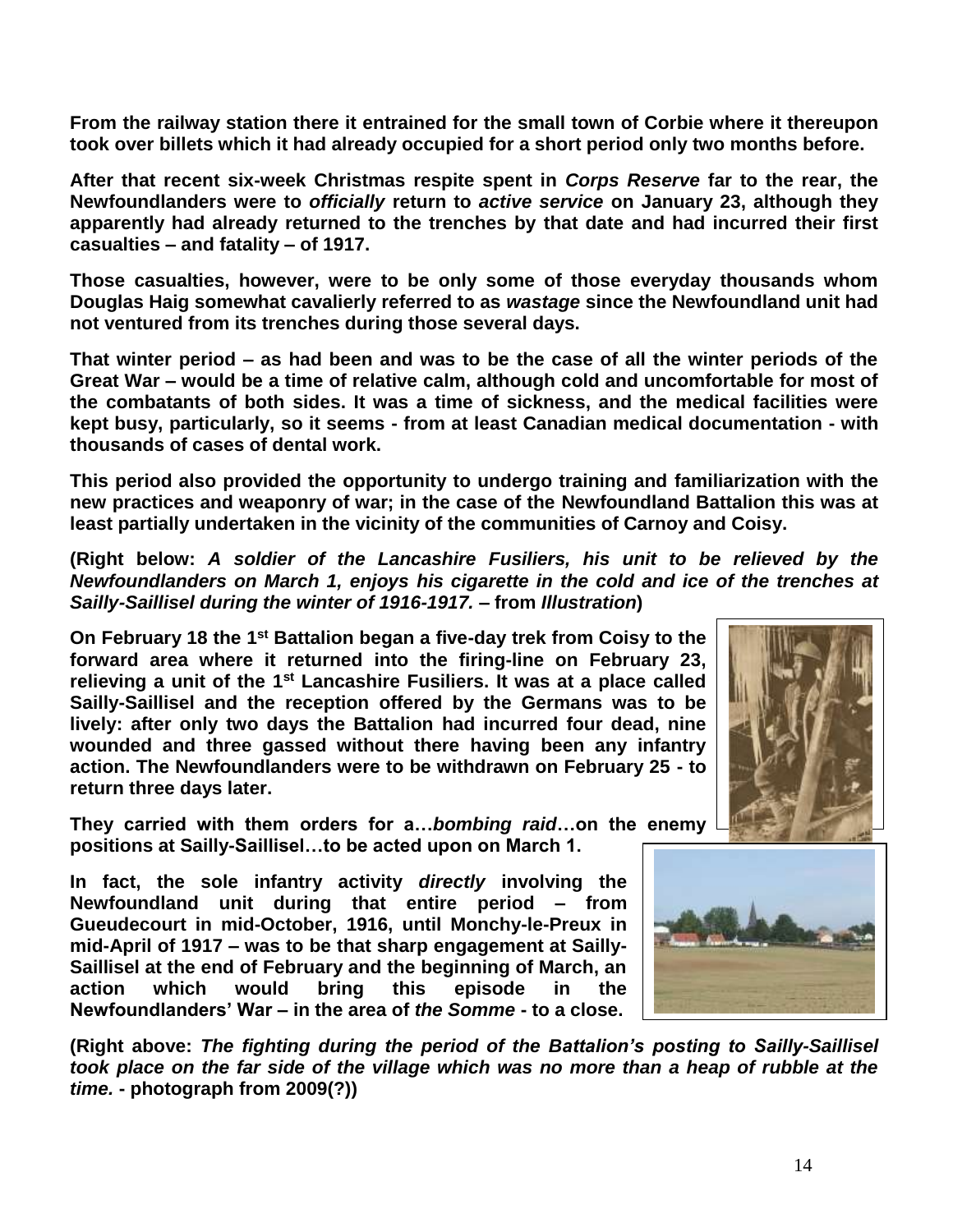**From the railway station there it entrained for the small town of Corbie where it thereupon took over billets which it had already occupied for a short period only two months before.**

**After that recent six-week Christmas respite spent in *Corps Reserve* far to the rear, the Newfoundlanders were to *officially* return to *active service* on January 23, although they apparently had already returned to the trenches by that date and had incurred their first casualties – and fatality – of 1917.**

**Those casualties, however, were to be only some of those everyday thousands whom Douglas Haig somewhat cavalierly referred to as *wastage* since the Newfoundland unit had not ventured from its trenches during those several days.**

**That winter period – as had been and was to be the case of all the winter periods of the Great War – would be a time of relative calm, although cold and uncomfortable for most of the combatants of both sides. It was a time of sickness, and the medical facilities were kept busy, particularly, so it seems - from at least Canadian medical documentation - with thousands of cases of dental work.**

**This period also provided the opportunity to undergo training and familiarization with the new practices and weaponry of war; in the case of the Newfoundland Battalion this was at least partially undertaken in the vicinity of the communities of Carnoy and Coisy.**

**(Right below: *A soldier of the Lancashire Fusiliers, his unit to be relieved by the Newfoundlanders on March 1, enjoys his cigarette in the cold and ice of the trenches at Sailly-Saillisel during the winter of 1916-1917.* – from *Illustration*)**

**On February 18 the 1st Battalion began a five-day trek from Coisy to the forward area where it returned into the firing-line on February 23, relieving a unit of the 1st Lancashire Fusiliers. It was at a place called Sailly-Saillisel and the reception offered by the Germans was to be lively: after only two days the Battalion had incurred four dead, nine wounded and three gassed without there having been any infantry action. The Newfoundlanders were to be withdrawn on February 25 - to return three days later.**

**They carried with them orders for a…*bombing raid*…on the enemy positions at Sailly-Saillisel…to be acted upon on March 1.**

**In fact, the sole infantry activity *directly* involving the Newfoundland unit during that entire period – from Gueudecourt in mid-October, 1916, until Monchy-le-Preux in mid-April of 1917 – was to be that sharp engagement at Sailly-Saillisel at the end of February and the beginning of March, an action which would bring this episode in the Newfoundlanders' War – in the area of *the Somme* - to a close.**

**(Right above: *The fighting during the period of the Battalion's posting to Sailly-Saillisel took place on the far side of the village which was no more than a heap of rubble at the time.* - photograph from 2009(?))**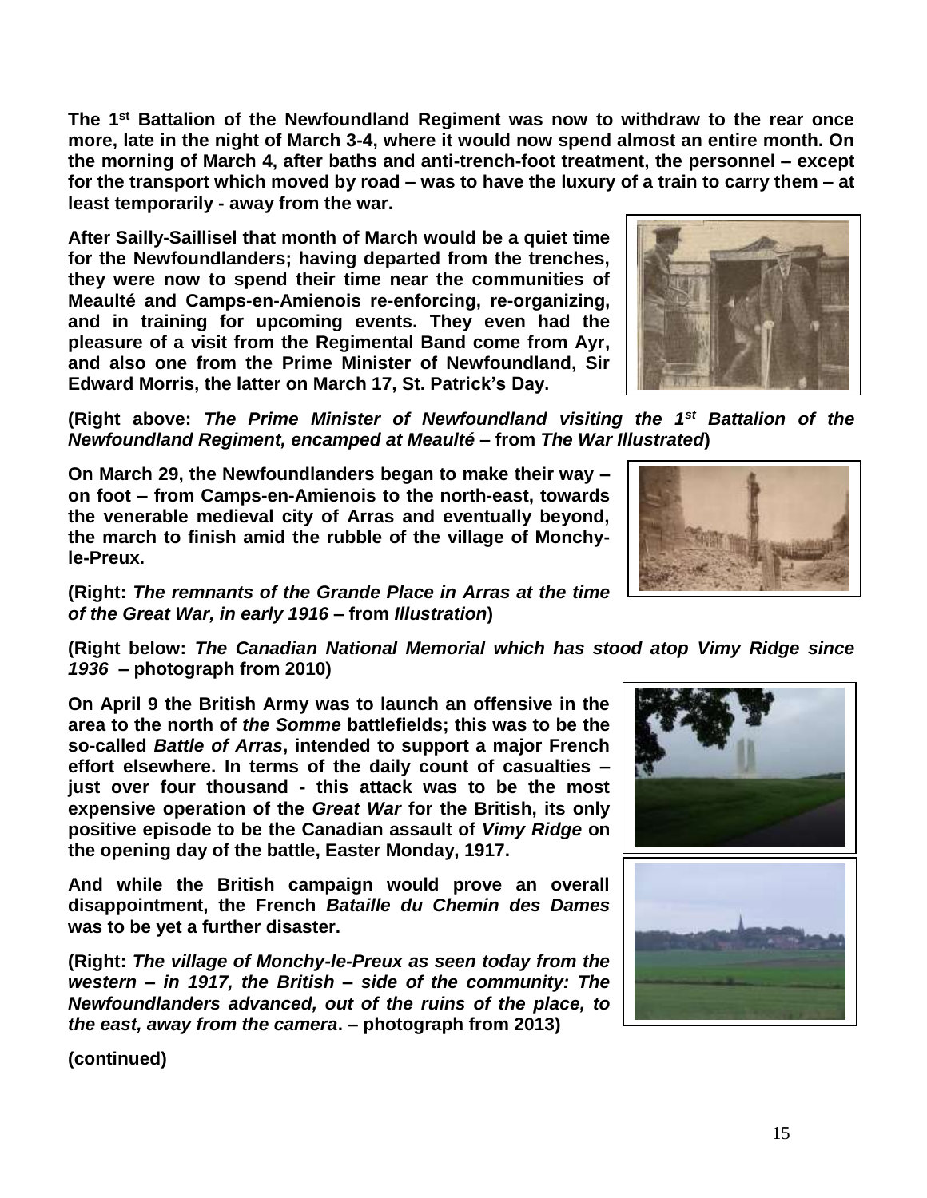**The 1st Battalion of the Newfoundland Regiment was now to withdraw to the rear once more, late in the night of March 3-4, where it would now spend almost an entire month. On the morning of March 4, after baths and anti-trench-foot treatment, the personnel – except for the transport which moved by road – was to have the luxury of a train to carry them – at least temporarily - away from the war.**

**After Sailly-Saillisel that month of March would be a quiet time for the Newfoundlanders; having departed from the trenches, they were now to spend their time near the communities of Meaulté and Camps-en-Amienois re-enforcing, re-organizing, and in training for upcoming events. They even had the pleasure of a visit from the Regimental Band come from Ayr, and also one from the Prime Minister of Newfoundland, Sir Edward Morris, the latter on March 17, St. Patrick's Day.**

**(Right above: *The Prime Minister of Newfoundland visiting the 1st Battalion of the Newfoundland Regiment, encamped at Meaulté* – from *The War Illustrated*)**

**On March 29, the Newfoundlanders began to make their way – on foot – from Camps-en-Amienois to the north-east, towards the venerable medieval city of Arras and eventually beyond, the march to finish amid the rubble of the village of Monchy-le-Preux.**

**(Right: *The remnants of the Grande Place in Arras at the time of the Great War, in early 1916* – from *Illustration*)**

**(Right below: *The Canadian National Memorial which has stood atop Vimy Ridge since 1936* – photograph from 2010)**

**On April 9 the British Army was to launch an offensive in the area to the north of *the Somme* battlefields; this was to be the so-called *Battle of Arras*, intended to support a major French effort elsewhere. In terms of the daily count of casualties – just over four thousand - this attack was to be the most expensive operation of the *Great War* for the British, its only positive episode to be the Canadian assault of *Vimy Ridge* on the opening day of the battle, Easter Monday, 1917.**

**And while the British campaign would prove an overall disappointment, the French *Bataille du Chemin des Dames* was to be yet a further disaster.**

**(Right: *The village of Monchy-le-Preux as seen today from the western – in 1917, the British – side of the community: The Newfoundlanders advanced, out of the ruins of the place, to the east, away from the camera*. – photograph from 2013)**

**(continued)**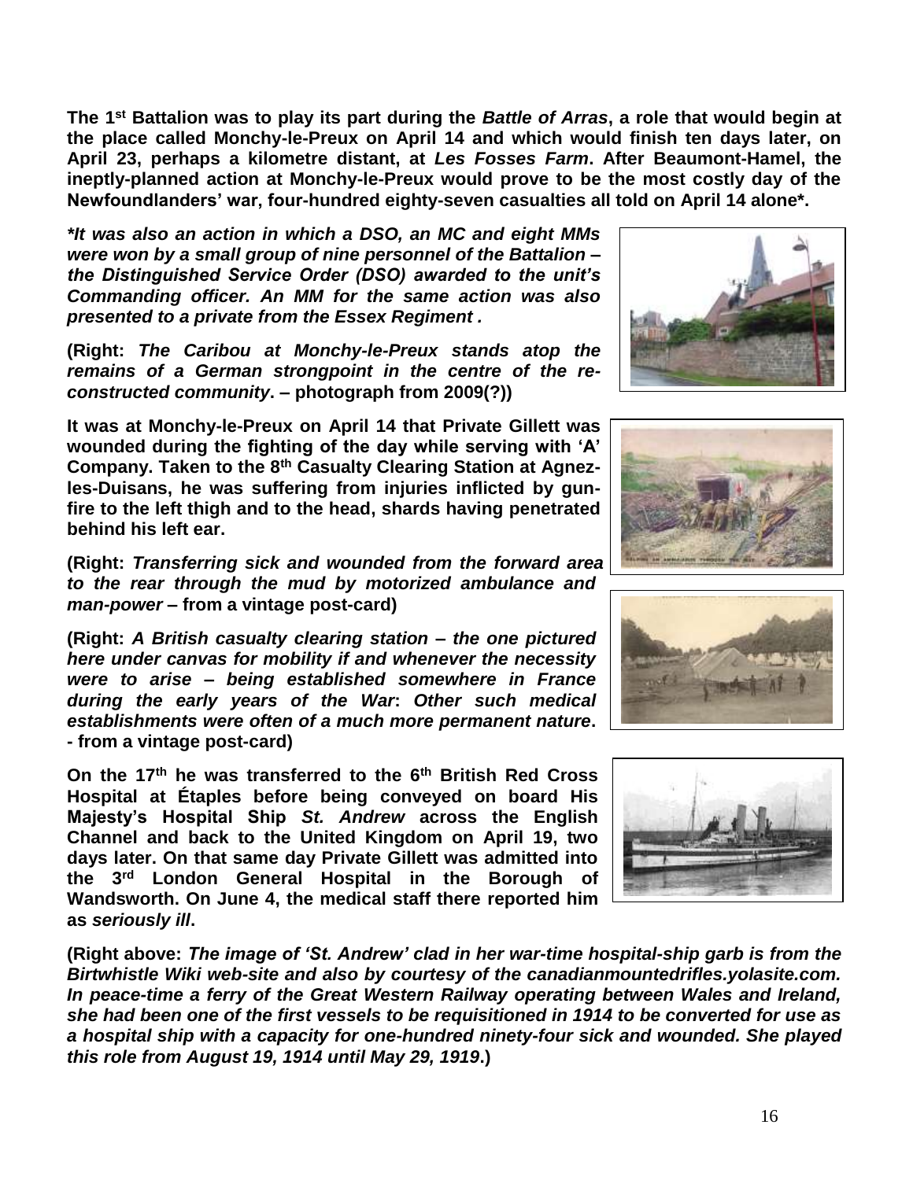**The 1st Battalion was to play its part during the *Battle of Arras*, a role that would begin at the place called Monchy-le-Preux on April 14 and which would finish ten days later, on April 23, perhaps a kilometre distant, at *Les Fosses Farm*. After Beaumont-Hamel, the ineptly-planned action at Monchy-le-Preux would prove to be the most costly day of the Newfoundlanders' war, four-hundred eighty-seven casualties all told on April 14 alone*.**

***It was also an action in which a DSO, an MC and eight MMs were won by a small group of nine personnel of the Battalion – the Distinguished Service Order (DSO) awarded to the unit's Commanding officer. An MM for the same action was also presented to a private from the Essex Regiment .***

**(Right: *The Caribou at Monchy-le-Preux stands atop the remains of a German strongpoint in the centre of the re-constructed community*. – photograph from 2009(?))**

**It was at Monchy-le-Preux on April 14 that Private Gillett was wounded during the fighting of the day while serving with 'A' Company. Taken to the 8th Casualty Clearing Station at Agnez-les-Duisans, he was suffering from injuries inflicted by gun-fire to the left thigh and to the head, shards having penetrated behind his left ear.**

**(Right: *Transferring sick and wounded from the forward area to the rear through the mud by motorized ambulance and man-power* – from a vintage post-card)**

**(Right: *A British casualty clearing station – the one pictured here under canvas for mobility if and whenever the necessity were to arise – being established somewhere in France during the early years of the War*: *Other such medical establishments were often of a much more permanent nature*. - from a vintage post-card)**

**On the 17th he was transferred to the 6th British Red Cross Hospital at Étaples before being conveyed on board His Majesty's Hospital Ship *St. Andrew* across the English Channel and back to the United Kingdom on April 19, two days later. On that same day Private Gillett was admitted into the 3rd London General Hospital in the Borough of Wandsworth. On June 4, the medical staff there reported him as *seriously ill*.**

**(Right above: *The image of 'St. Andrew' clad in her war-time hospital-ship garb is from the Birtwhistle Wiki web-site and also by courtesy of the canadianmountedrifles.yolasite.com. In peace-time a ferry of the Great Western Railway operating between Wales and Ireland, she had been one of the first vessels to be requisitioned in 1914 to be converted for use as a hospital ship with a capacity for one-hundred ninety-four sick and wounded. She played this role from August 19, 1914 until May 29, 1919*.)**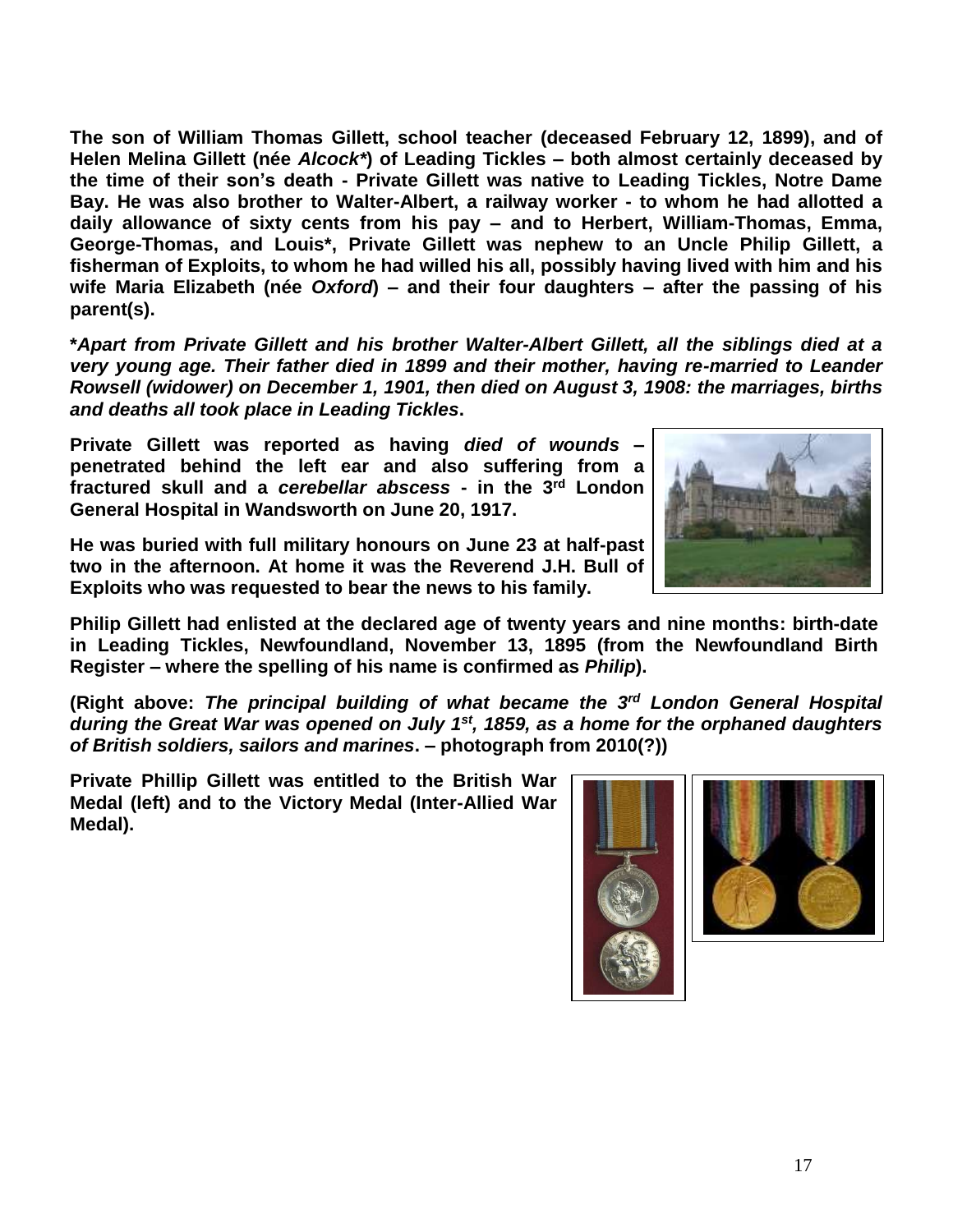**The son of William Thomas Gillett, school teacher (deceased February 12, 1899), and of Helen Melina Gillett (née *Alcock**) of Leading Tickles – both almost certainly deceased by the time of their son's death - Private Gillett was native to Leading Tickles, Notre Dame Bay. He was also brother to Walter-Albert, a railway worker - to whom he had allotted a daily allowance of sixty cents from his pay – and to Herbert, William-Thomas, Emma, George-Thomas, and Louis*, Private Gillett was nephew to an Uncle Philip Gillett, a fisherman of Exploits, to whom he had willed his all, possibly having lived with him and his wife Maria Elizabeth (née *Oxford*) – and their four daughters – after the passing of his parent(s).**

***Apart from Private Gillett and his brother Walter-Albert Gillett, all the siblings died at a very young age. Their father died in 1899 and their mother, having re-married to Leander Rowsell (widower) on December 1, 1901, then died on August 3, 1908: the marriages, births and deaths all took place in Leading Tickles*.**

**Private Gillett was reported as having *died of wounds* – penetrated behind the left ear and also suffering from a fractured skull and a *cerebellar abscess* - in the 3rd London General Hospital in Wandsworth on June 20, 1917.**

**He was buried with full military honours on June 23 at half-past two in the afternoon. At home it was the Reverend J.H. Bull of Exploits who was requested to bear the news to his family.**

**Philip Gillett had enlisted at the declared age of twenty years and nine months: birth-date in Leading Tickles, Newfoundland, November 13, 1895 (from the Newfoundland Birth Register – where the spelling of his name is confirmed as *Philip*).**

**(Right above: *The principal building of what became the 3rd London General Hospital during the Great War was opened on July 1st, 1859, as a home for the orphaned daughters of British soldiers, sailors and marines*. – photograph from 2010(?))**

**Private Phillip Gillett was entitled to the British War Medal (left) and to the Victory Medal (Inter-Allied War Medal).**